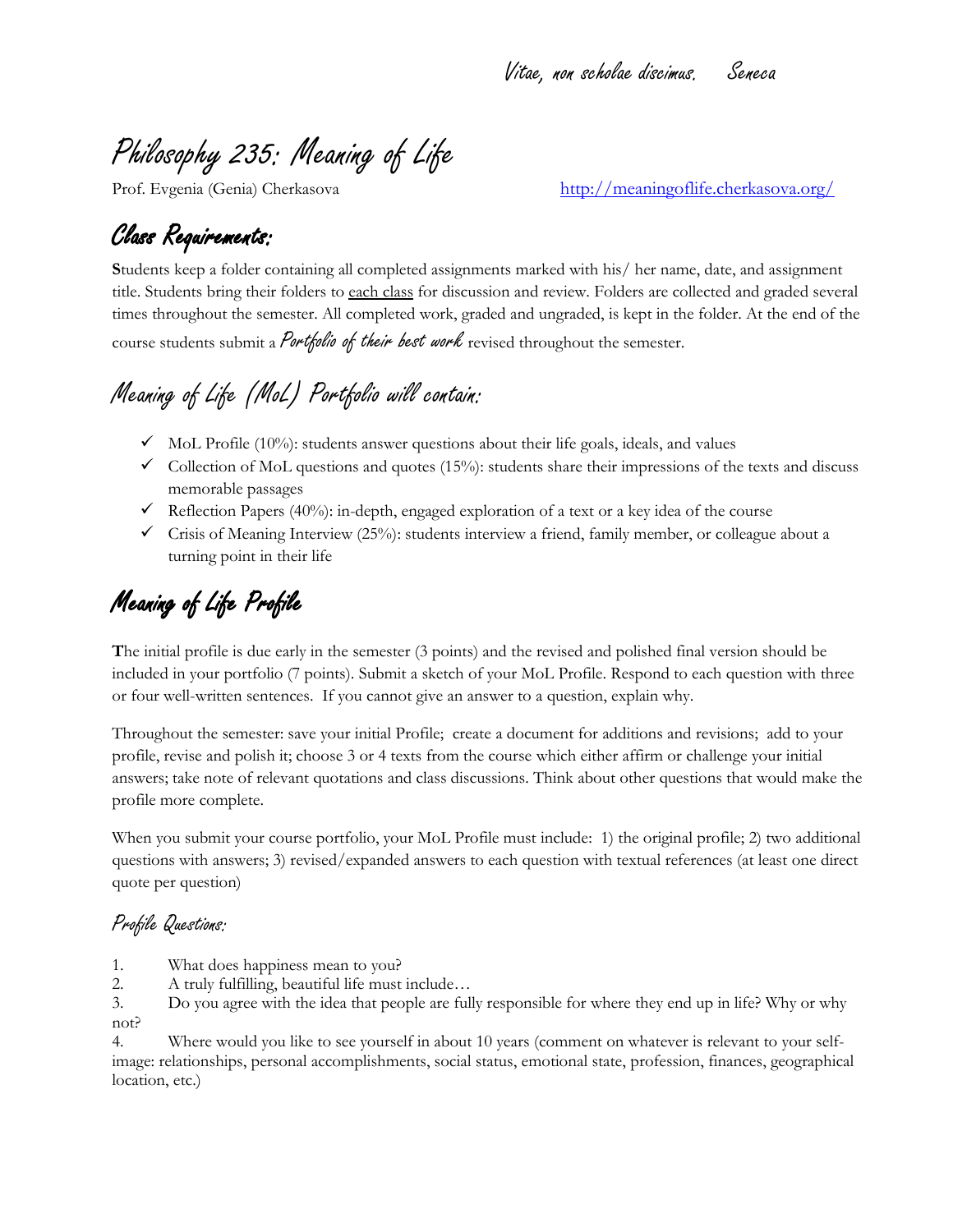*Vitae, non scholae discimus.* Seneca

# Philosophy 235: Meaning of Life

Prof. Evgenia (Genia) Cherkasova http://meaningoflife.cherkasova.org/

## Class Requirements:

**S**tudents keep a folder containing all completed assignments marked with his/ her name, date, and assignment title. Students bring their folders to each class for discussion and review. Folders are collected and graded several times throughout the semester. All completed work, graded and ungraded, is kept in the folder. At the end of the course students submit a *Portfolio of their best work* revised throughout the semester.

## Meaning of Life (MoL) Portfolio will contain:

- ✓ MoL Profile (10%): students answer questions about their life goals, ideals, and values
- ✓ Collection of MoL questions and quotes (15%): students share their impressions of the texts and discuss memorable passages
- ✓ Reflection Papers (40%): in-depth, engaged exploration of a text or a key idea of the course
- ✓ Crisis of Meaning Interview (25%): students interview a friend, family member, or colleague about a turning point in their life

## Meaning of Life Profile

**T**he initial profile is due early in the semester (3 points) and the revised and polished final version should be included in your portfolio (7 points). Submit a sketch of your MoL Profile. Respond to each question with three or four well-written sentences. If you cannot give an answer to a question, explain why.

Throughout the semester: save your initial Profile; create a document for additions and revisions; add to your profile, revise and polish it; choose 3 or 4 texts from the course which either affirm or challenge your initial answers; take note of relevant quotations and class discussions. Think about other questions that would make the profile more complete.

When you submit your course portfolio, your MoL Profile must include: 1) the original profile; 2) two additional questions with answers; 3) revised/expanded answers to each question with textual references (at least one direct quote per question)

### Profile Questions:

1. What does happiness mean to you?
2. A truly fulfilling, beautiful life must include…
3. Do you agree with the idea that people are fully responsible for where they end up in life? Why or why not?
4. Where would you like to see yourself in about 10 years (comment on whatever is relevant to your self-image: relationships, personal accomplishments, social status, emotional state, profession, finances, geographical location, etc.)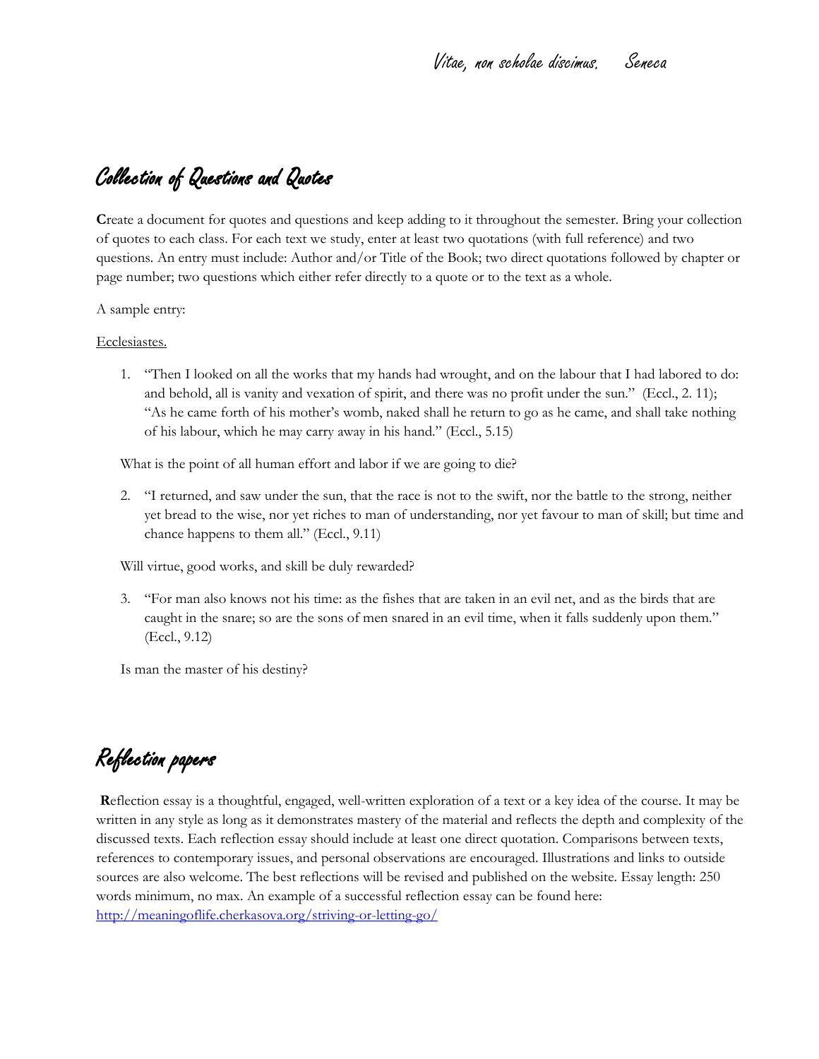*Vitae, non scholae discimus.*  *Seneca*

# *Collection of Questions and Quotes*

**C**reate a document for quotes and questions and keep adding to it throughout the semester. Bring your collection of quotes to each class. For each text we study, enter at least two quotations (with full reference) and two questions. An entry must include: Author and/or Title of the Book; two direct quotations followed by chapter or page number; two questions which either refer directly to a quote or to the text as a whole.

A sample entry:

Ecclesiastes.

1. "Then I looked on all the works that my hands had wrought, and on the labour that I had labored to do: and behold, all is vanity and vexation of spirit, and there was no profit under the sun." (Eccl., 2. 11); "As he came forth of his mother's womb, naked shall he return to go as he came, and shall take nothing of his labour, which he may carry away in his hand." (Eccl., 5.15)

What is the point of all human effort and labor if we are going to die?

2. "I returned, and saw under the sun, that the race is not to the swift, nor the battle to the strong, neither yet bread to the wise, nor yet riches to man of understanding, nor yet favour to man of skill; but time and chance happens to them all." (Eccl., 9.11)

Will virtue, good works, and skill be duly rewarded?

3. "For man also knows not his time: as the fishes that are taken in an evil net, and as the birds that are caught in the snare; so are the sons of men snared in an evil time, when it falls suddenly upon them." (Eccl., 9.12)

Is man the master of his destiny?

# *Reflection papers*

**R**eflection essay is a thoughtful, engaged, well-written exploration of a text or a key idea of the course. It may be written in any style as long as it demonstrates mastery of the material and reflects the depth and complexity of the discussed texts. Each reflection essay should include at least one direct quotation. Comparisons between texts, references to contemporary issues, and personal observations are encouraged. Illustrations and links to outside sources are also welcome. The best reflections will be revised and published on the website. Essay length: 250 words minimum, no max. An example of a successful reflection essay can be found here: http://meaningoflife.cherkasova.org/striving-or-letting-go/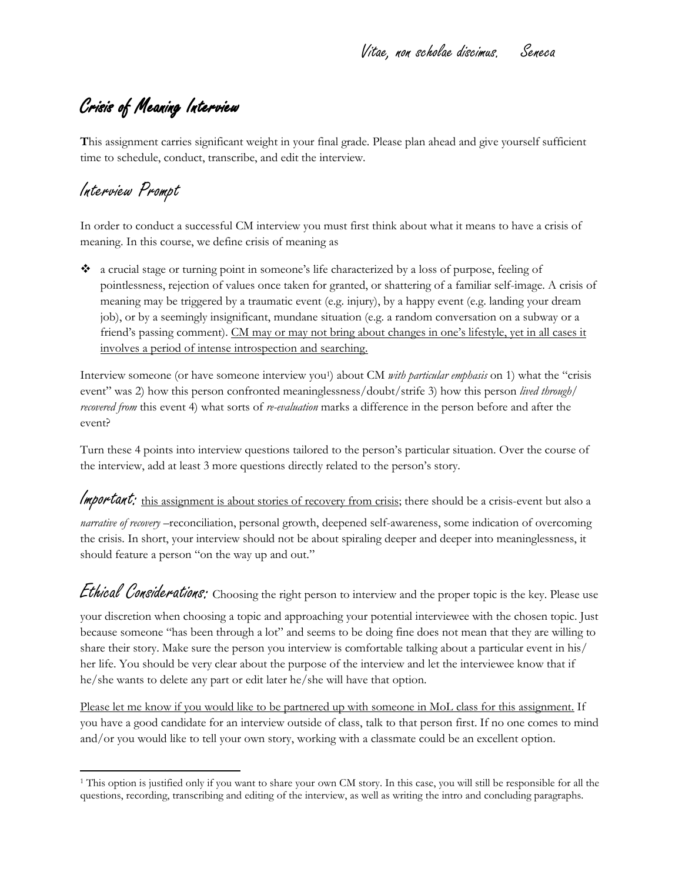*Vitae, non scholae discimus.* Seneca

# Crisis of Meaning Interview

**T**his assignment carries significant weight in your final grade. Please plan ahead and give yourself sufficient time to schedule, conduct, transcribe, and edit the interview.

## Interview Prompt

In order to conduct a successful CM interview you must first think about what it means to have a crisis of meaning. In this course, we define crisis of meaning as

- a crucial stage or turning point in someone's life characterized by a loss of purpose, feeling of pointlessness, rejection of values once taken for granted, or shattering of a familiar self-image. A crisis of meaning may be triggered by a traumatic event (e.g. injury), by a happy event (e.g. landing your dream job), or by a seemingly insignificant, mundane situation (e.g. a random conversation on a subway or a friend's passing comment). <u>CM may or may not bring about changes in one's lifestyle, yet in all cases it involves a period of intense introspection and searching.</u>

Interview someone (or have someone interview you[1]) about CM *with particular emphasis* on 1) what the "crisis event" was 2) how this person confronted meaninglessness/doubt/strife 3) how this person *lived through/ recovered from* this event 4) what sorts of *re-evaluation* marks a difference in the person before and after the event?

Turn these 4 points into interview questions tailored to the person's particular situation. Over the course of the interview, add at least 3 more questions directly related to the person's story.

**Important:** <u>this assignment is about stories of recovery from crisis</u>; there should be a crisis-event but also a *narrative of recovery* –reconciliation, personal growth, deepened self-awareness, some indication of overcoming the crisis. In short, your interview should not be about spiraling deeper and deeper into meaninglessness, it should feature a person "on the way up and out."

**Ethical Considerations:** Choosing the right person to interview and the proper topic is the key. Please use your discretion when choosing a topic and approaching your potential interviewee with the chosen topic. Just because someone "has been through a lot" and seems to be doing fine does not mean that they are willing to share their story. Make sure the person you interview is comfortable talking about a particular event in his/ her life. You should be very clear about the purpose of the interview and let the interviewee know that if he/she wants to delete any part or edit later he/she will have that option.

<u>Please let me know if you would like to be partnered up with someone in MoL class for this assignment.</u> If you have a good candidate for an interview outside of class, talk to that person first. If no one comes to mind and/or you would like to tell your own story, working with a classmate could be an excellent option.

---

[1] This option is justified only if you want to share your own CM story. In this case, you will still be responsible for all the questions, recording, transcribing and editing of the interview, as well as writing the intro and concluding paragraphs.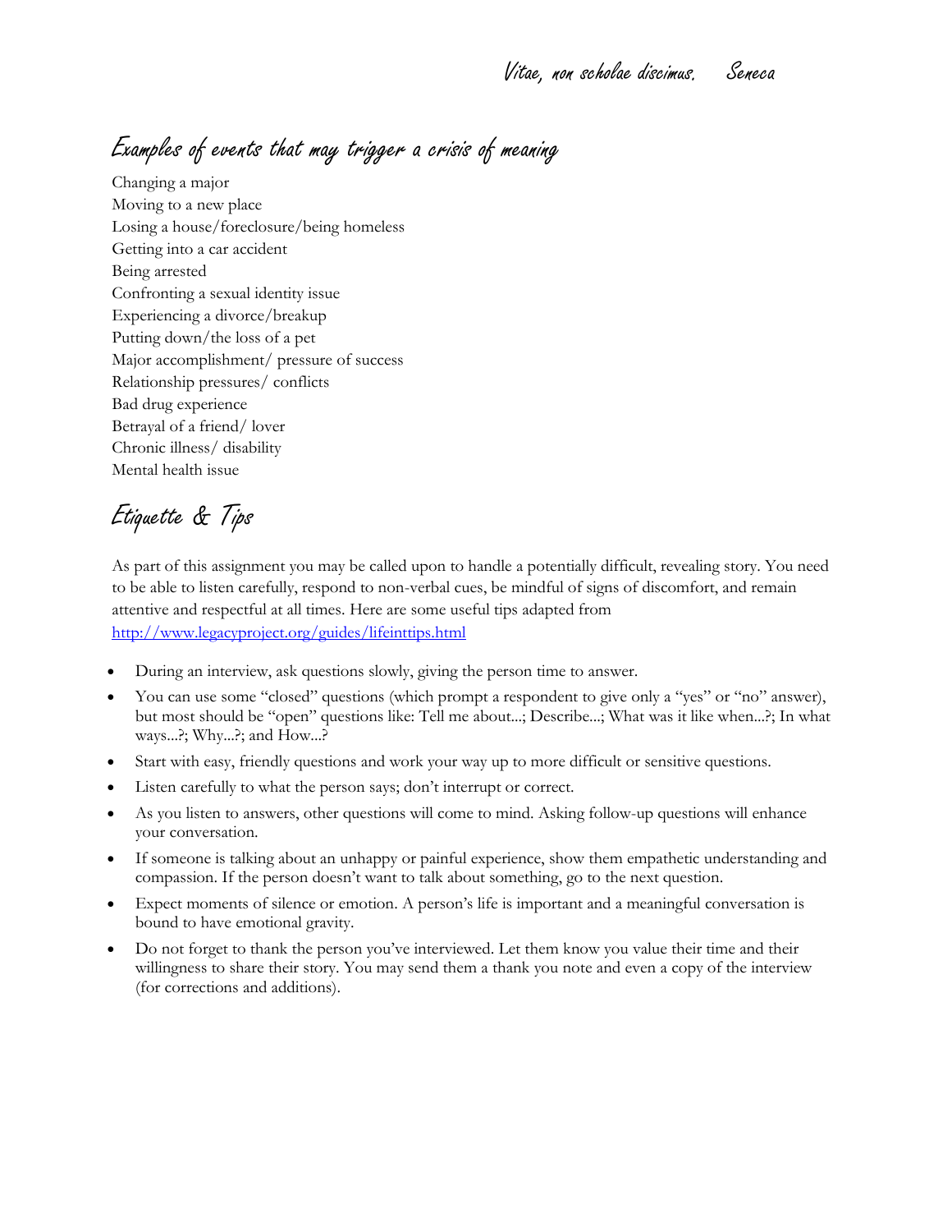## Examples of events that may trigger a crisis of meaning

Changing a major
Moving to a new place
Losing a house/foreclosure/being homeless
Getting into a car accident
Being arrested
Confronting a sexual identity issue
Experiencing a divorce/breakup
Putting down/the loss of a pet
Major accomplishment/ pressure of success
Relationship pressures/ conflicts
Bad drug experience
Betrayal of a friend/ lover
Chronic illness/ disability
Mental health issue

## Etiquette & Tips

As part of this assignment you may be called upon to handle a potentially difficult, revealing story. You need to be able to listen carefully, respond to non-verbal cues, be mindful of signs of discomfort, and remain attentive and respectful at all times. Here are some useful tips adapted from http://www.legacyproject.org/guides/lifeinttips.html

- During an interview, ask questions slowly, giving the person time to answer.
- You can use some "closed" questions (which prompt a respondent to give only a "yes" or "no" answer), but most should be "open" questions like: Tell me about...; Describe...; What was it like when...?; In what ways...?; Why...?; and How...?
- Start with easy, friendly questions and work your way up to more difficult or sensitive questions.
- Listen carefully to what the person says; don't interrupt or correct.
- As you listen to answers, other questions will come to mind. Asking follow-up questions will enhance your conversation.
- If someone is talking about an unhappy or painful experience, show them empathetic understanding and compassion. If the person doesn't want to talk about something, go to the next question.
- Expect moments of silence or emotion. A person's life is important and a meaningful conversation is bound to have emotional gravity.
- Do not forget to thank the person you've interviewed. Let them know you value their time and their willingness to share their story. You may send them a thank you note and even a copy of the interview (for corrections and additions).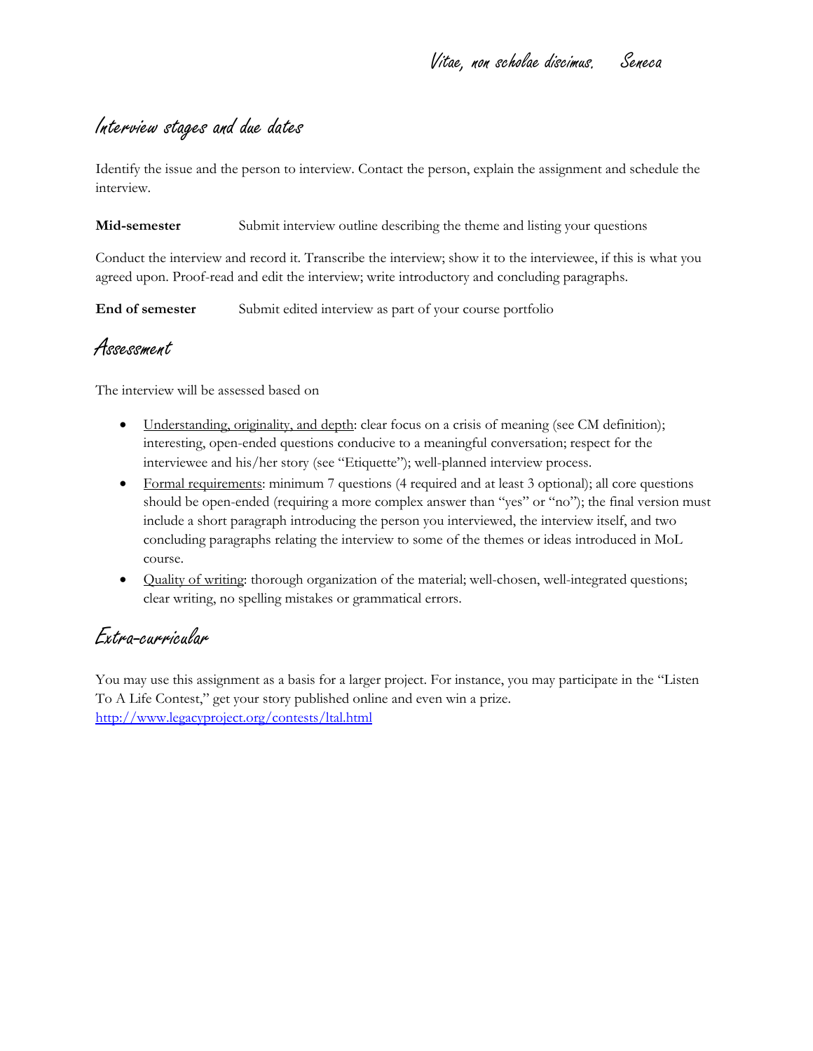*Vitae, non scholae discimus.* Seneca

## Interview stages and due dates

Identify the issue and the person to interview. Contact the person, explain the assignment and schedule the interview.

**Mid-semester** Submit interview outline describing the theme and listing your questions

Conduct the interview and record it. Transcribe the interview; show it to the interviewee, if this is what you agreed upon. Proof-read and edit the interview; write introductory and concluding paragraphs.

**End of semester** Submit edited interview as part of your course portfolio

## Assessment

The interview will be assessed based on

- Understanding, originality, and depth: clear focus on a crisis of meaning (see CM definition); interesting, open-ended questions conducive to a meaningful conversation; respect for the interviewee and his/her story (see "Etiquette"); well-planned interview process.
- Formal requirements: minimum 7 questions (4 required and at least 3 optional); all core questions should be open-ended (requiring a more complex answer than "yes" or "no"); the final version must include a short paragraph introducing the person you interviewed, the interview itself, and two concluding paragraphs relating the interview to some of the themes or ideas introduced in MoL course.
- Quality of writing: thorough organization of the material; well-chosen, well-integrated questions; clear writing, no spelling mistakes or grammatical errors.

## Extra-curricular

You may use this assignment as a basis for a larger project. For instance, you may participate in the "Listen To A Life Contest," get your story published online and even win a prize.
http://www.legacyproject.org/contests/ltal.html